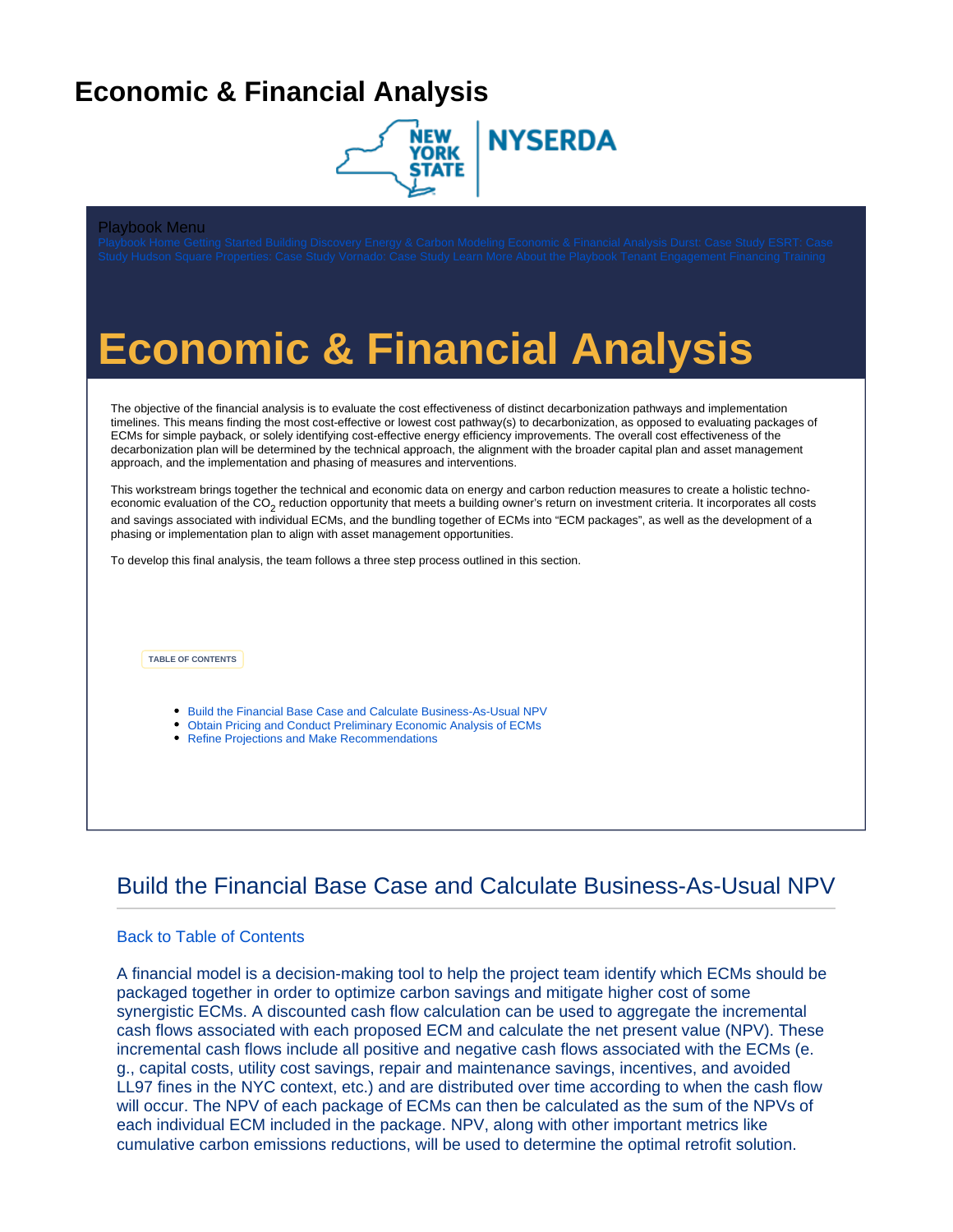# Economic & Financial Analysis

Playbook Menu

Playbook Home Getting Started Building Discovery Energy & Carbon Modeling Economic & Financial Analysis Durst: Case Study ESRT: Case Study Hudson Square Properties: Case Study Vornado: Case Study Learn More About the Playbook Tenant Engagement Financing Training

# Economic & Financial Analysis

The objective of the financial analysis is to evaluate the cost effectiveness of distinct decarbonization pathways and implementation timelines. This means finding the most cost-effective or lowest cost pathway(s) to decarbonization, as opposed to evaluating packages of ECMs for simple payback, or solely identifying cost-effective energy efficiency improvements. The overall cost effectiveness of the decarbonization plan will be determined by the technical approach, the alignment with the broader capital plan and asset management approach, and the implementation and phasing of measures and interventions.

This workstream brings together the technical and economic data on energy and carbon reduction measures to create a holistic techno-economic evaluation of the $CO_2$ reduction opportunity that meets a building owner's return on investment criteria. It incorporates all costs and savings associated with individual ECMs, and the bundling together of ECMs into "ECM packages", as well as the development of a phasing or implementation plan to align with asset management opportunities.

To develop this final analysis, the team follows a three step process outlined in this section.

TABLE OF CONTENTS

- Build the Financial Base Case and Calculate Business-As-Usual NPV
- Obtain Pricing and Conduct Preliminary Economic Analysis of ECMs
- Refine Projections and Make Recommendations

## Build the Financial Base Case and Calculate Business-As-Usual NPV

Back to Table of Contents

A financial model is a decision-making tool to help the project team identify which ECMs should be packaged together in order to optimize carbon savings and mitigate higher cost of some synergistic ECMs. A discounted cash flow calculation can be used to aggregate the incremental cash flows associated with each proposed ECM and calculate the net present value (NPV). These incremental cash flows include all positive and negative cash flows associated with the ECMs (e.g., capital costs, utility cost savings, repair and maintenance savings, incentives, and avoided LL97 fines in the NYC context, etc.) and are distributed over time according to when the cash flow will occur. The NPV of each package of ECMs can then be calculated as the sum of the NPVs of each individual ECM included in the package. NPV, along with other important metrics like cumulative carbon emissions reductions, will be used to determine the optimal retrofit solution.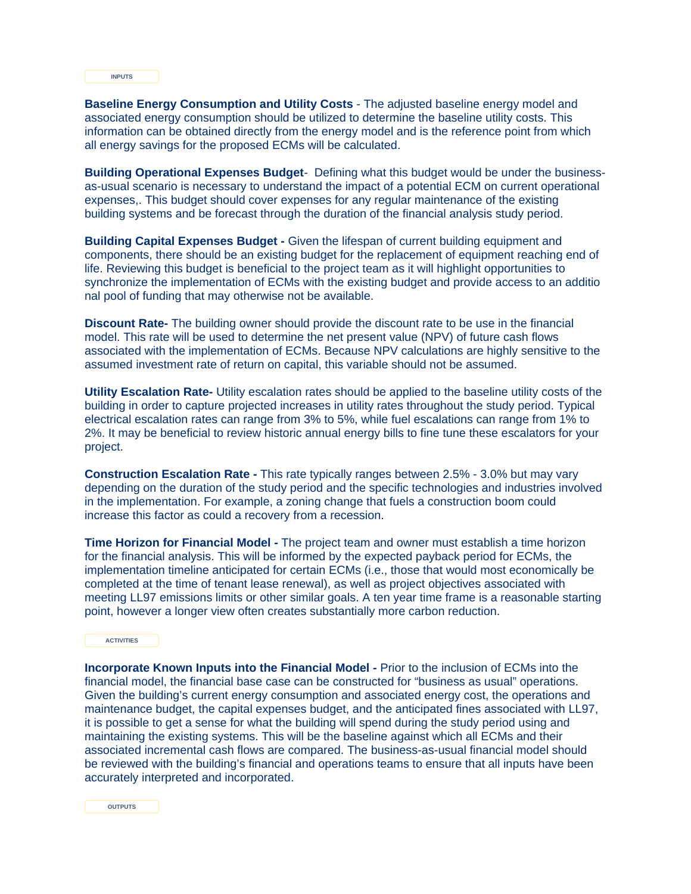INPUTS

**Baseline Energy Consumption and Utility Costs** - The adjusted baseline energy model and associated energy consumption should be utilized to determine the baseline utility costs. This information can be obtained directly from the energy model and is the reference point from which all energy savings for the proposed ECMs will be calculated.

**Building Operational Expenses Budget**- Defining what this budget would be under the business-as-usual scenario is necessary to understand the impact of a potential ECM on current operational expenses,. This budget should cover expenses for any regular maintenance of the existing building systems and be forecast through the duration of the financial analysis study period.

**Building Capital Expenses Budget -** Given the lifespan of current building equipment and components, there should be an existing budget for the replacement of equipment reaching end of life. Reviewing this budget is beneficial to the project team as it will highlight opportunities to synchronize the implementation of ECMs with the existing budget and provide access to an additio nal pool of funding that may otherwise not be available.

**Discount Rate-** The building owner should provide the discount rate to be use in the financial model. This rate will be used to determine the net present value (NPV) of future cash flows associated with the implementation of ECMs. Because NPV calculations are highly sensitive to the assumed investment rate of return on capital, this variable should not be assumed.

**Utility Escalation Rate-** Utility escalation rates should be applied to the baseline utility costs of the building in order to capture projected increases in utility rates throughout the study period. Typical electrical escalation rates can range from 3% to 5%, while fuel escalations can range from 1% to 2%. It may be beneficial to review historic annual energy bills to fine tune these escalators for your project.

**Construction Escalation Rate -** This rate typically ranges between 2.5% - 3.0% but may vary depending on the duration of the study period and the specific technologies and industries involved in the implementation. For example, a zoning change that fuels a construction boom could increase this factor as could a recovery from a recession.

**Time Horizon for Financial Model -** The project team and owner must establish a time horizon for the financial analysis. This will be informed by the expected payback period for ECMs, the implementation timeline anticipated for certain ECMs (i.e., those that would most economically be completed at the time of tenant lease renewal), as well as project objectives associated with meeting LL97 emissions limits or other similar goals. A ten year time frame is a reasonable starting point, however a longer view often creates substantially more carbon reduction.

ACTIVITIES

**Incorporate Known Inputs into the Financial Model -** Prior to the inclusion of ECMs into the financial model, the financial base case can be constructed for "business as usual" operations. Given the building's current energy consumption and associated energy cost, the operations and maintenance budget, the capital expenses budget, and the anticipated fines associated with LL97, it is possible to get a sense for what the building will spend during the study period using and maintaining the existing systems. This will be the baseline against which all ECMs and their associated incremental cash flows are compared. The business-as-usual financial model should be reviewed with the building's financial and operations teams to ensure that all inputs have been accurately interpreted and incorporated.

OUTPUTS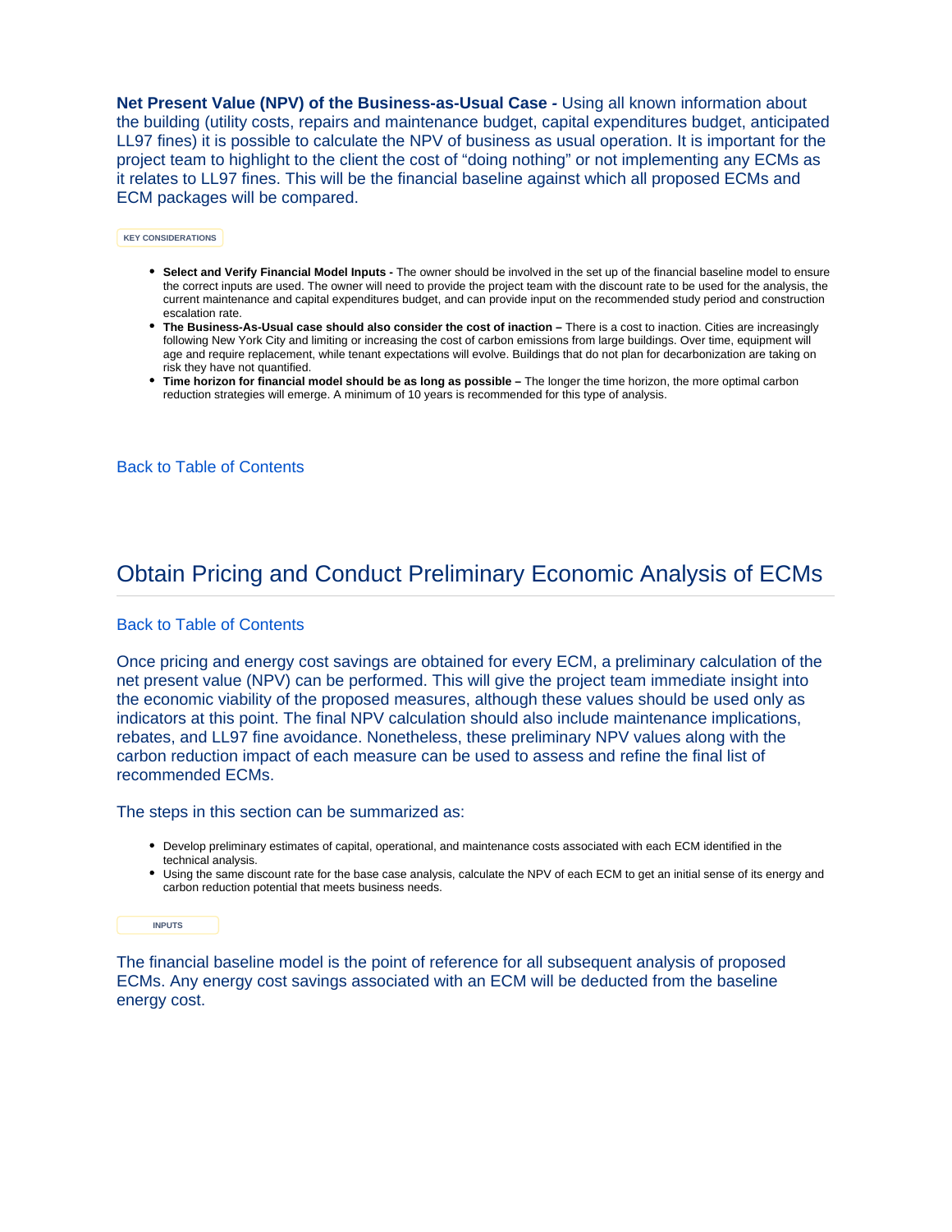**Net Present Value (NPV) of the Business-as-Usual Case -** Using all known information about the building (utility costs, repairs and maintenance budget, capital expenditures budget, anticipated LL97 fines) it is possible to calculate the NPV of business as usual operation. It is important for the project team to highlight to the client the cost of "doing nothing" or not implementing any ECMs as it relates to LL97 fines. This will be the financial baseline against which all proposed ECMs and ECM packages will be compared.

KEY CONSIDERATIONS

- **Select and Verify Financial Model Inputs -** The owner should be involved in the set up of the financial baseline model to ensure the correct inputs are used. The owner will need to provide the project team with the discount rate to be used for the analysis, the current maintenance and capital expenditures budget, and can provide input on the recommended study period and construction escalation rate.
- **The Business-As-Usual case should also consider the cost of inaction –** There is a cost to inaction. Cities are increasingly following New York City and limiting or increasing the cost of carbon emissions from large buildings. Over time, equipment will age and require replacement, while tenant expectations will evolve. Buildings that do not plan for decarbonization are taking on risk they have not quantified.
- **Time horizon for financial model should be as long as possible –** The longer the time horizon, the more optimal carbon reduction strategies will emerge. A minimum of 10 years is recommended for this type of analysis.

Back to Table of Contents

## Obtain Pricing and Conduct Preliminary Economic Analysis of ECMs

Back to Table of Contents

Once pricing and energy cost savings are obtained for every ECM, a preliminary calculation of the net present value (NPV) can be performed. This will give the project team immediate insight into the economic viability of the proposed measures, although these values should be used only as indicators at this point. The final NPV calculation should also include maintenance implications, rebates, and LL97 fine avoidance. Nonetheless, these preliminary NPV values along with the carbon reduction impact of each measure can be used to assess and refine the final list of recommended ECMs.

The steps in this section can be summarized as:

- Develop preliminary estimates of capital, operational, and maintenance costs associated with each ECM identified in the technical analysis.
- Using the same discount rate for the base case analysis, calculate the NPV of each ECM to get an initial sense of its energy and carbon reduction potential that meets business needs.

INPUTS

The financial baseline model is the point of reference for all subsequent analysis of proposed ECMs. Any energy cost savings associated with an ECM will be deducted from the baseline energy cost.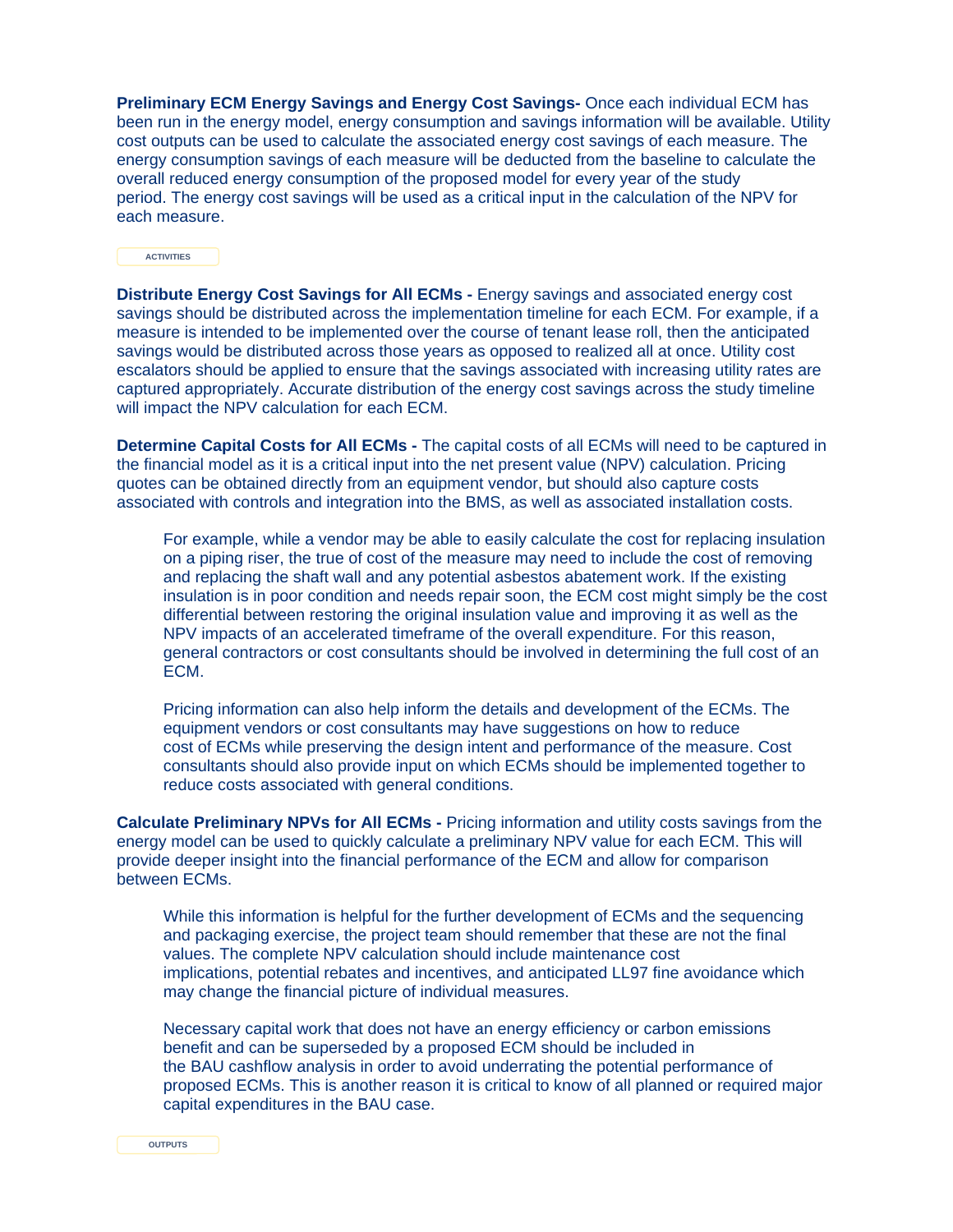**Preliminary ECM Energy Savings and Energy Cost Savings-** Once each individual ECM has been run in the energy model, energy consumption and savings information will be available. Utility cost outputs can be used to calculate the associated energy cost savings of each measure. The energy consumption savings of each measure will be deducted from the baseline to calculate the overall reduced energy consumption of the proposed model for every year of the study period. The energy cost savings will be used as a critical input in the calculation of the NPV for each measure.

ACTIVITIES

**Distribute Energy Cost Savings for All ECMs -** Energy savings and associated energy cost savings should be distributed across the implementation timeline for each ECM. For example, if a measure is intended to be implemented over the course of tenant lease roll, then the anticipated savings would be distributed across those years as opposed to realized all at once. Utility cost escalators should be applied to ensure that the savings associated with increasing utility rates are captured appropriately. Accurate distribution of the energy cost savings across the study timeline will impact the NPV calculation for each ECM.

**Determine Capital Costs for All ECMs -** The capital costs of all ECMs will need to be captured in the financial model as it is a critical input into the net present value (NPV) calculation. Pricing quotes can be obtained directly from an equipment vendor, but should also capture costs associated with controls and integration into the BMS, as well as associated installation costs.

> For example, while a vendor may be able to easily calculate the cost for replacing insulation on a piping riser, the true of cost of the measure may need to include the cost of removing and replacing the shaft wall and any potential asbestos abatement work. If the existing insulation is in poor condition and needs repair soon, the ECM cost might simply be the cost differential between restoring the original insulation value and improving it as well as the NPV impacts of an accelerated timeframe of the overall expenditure. For this reason, general contractors or cost consultants should be involved in determining the full cost of an ECM.
>
> Pricing information can also help inform the details and development of the ECMs. The equipment vendors or cost consultants may have suggestions on how to reduce cost of ECMs while preserving the design intent and performance of the measure. Cost consultants should also provide input on which ECMs should be implemented together to reduce costs associated with general conditions.

**Calculate Preliminary NPVs for All ECMs -** Pricing information and utility costs savings from the energy model can be used to quickly calculate a preliminary NPV value for each ECM. This will provide deeper insight into the financial performance of the ECM and allow for comparison between ECMs.

> While this information is helpful for the further development of ECMs and the sequencing and packaging exercise, the project team should remember that these are not the final values. The complete NPV calculation should include maintenance cost implications, potential rebates and incentives, and anticipated LL97 fine avoidance which may change the financial picture of individual measures.
>
> Necessary capital work that does not have an energy efficiency or carbon emissions benefit and can be superseded by a proposed ECM should be included in the BAU cashflow analysis in order to avoid underrating the potential performance of proposed ECMs. This is another reason it is critical to know of all planned or required major capital expenditures in the BAU case.

OUTPUTS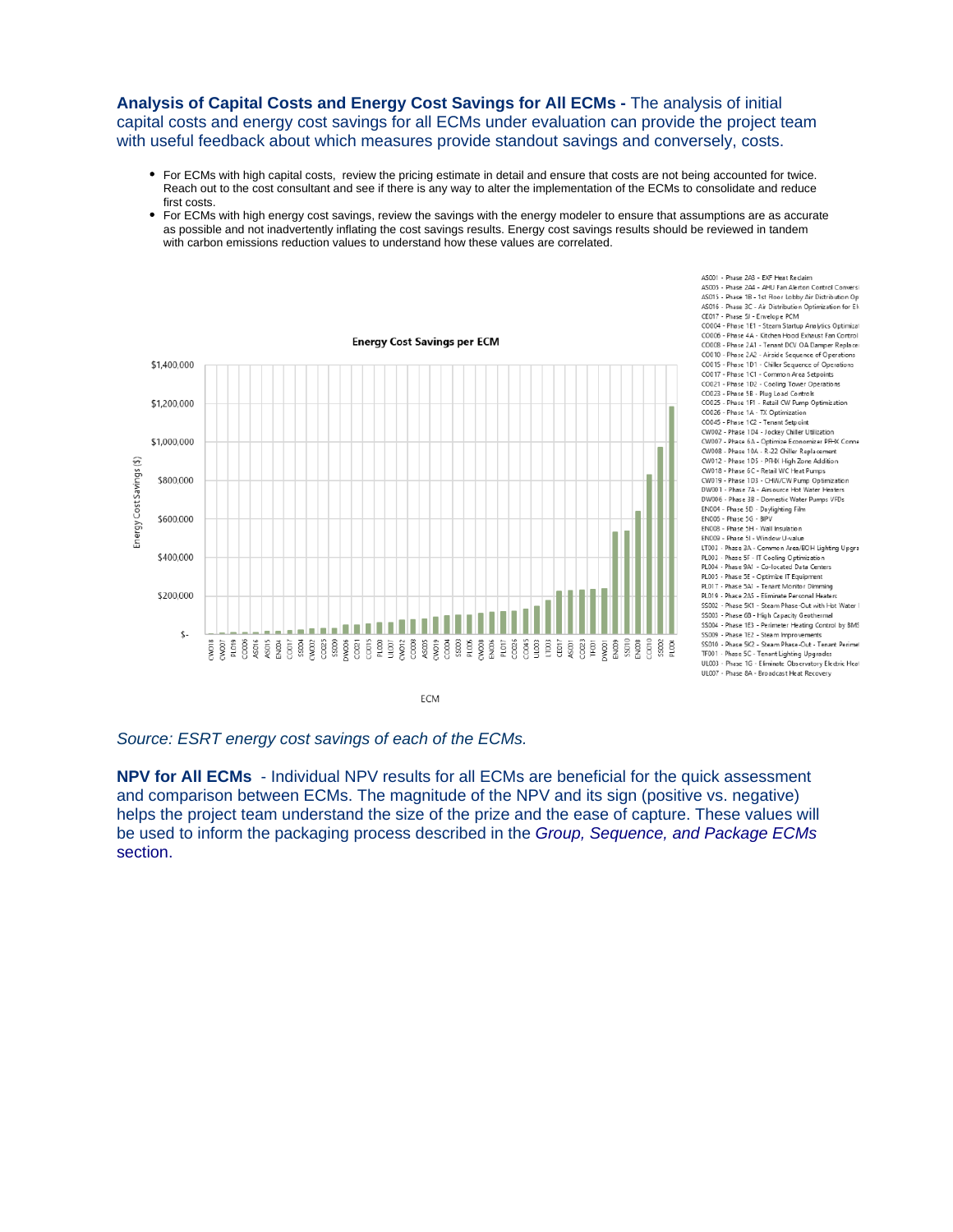**Analysis of Capital Costs and Energy Cost Savings for All ECMs -** The analysis of initial capital costs and energy cost savings for all ECMs under evaluation can provide the project team with useful feedback about which measures provide standout savings and conversely, costs.

- For ECMs with high capital costs, review the pricing estimate in detail and ensure that costs are not being accounted for twice. Reach out to the cost consultant and see if there is any way to alter the implementation of the ECMs to consolidate and reduce first costs.
- For ECMs with high energy cost savings, review the savings with the energy modeler to ensure that assumptions are as accurate as possible and not inadvertently inflating the cost savings results. Energy cost savings results should be reviewed in tandem with carbon emissions reduction values to understand how these values are correlated.

Energy Cost Savings per ECM

*Source: ESRT energy cost savings of each of the ECMs.*

**NPV for All ECMs** - Individual NPV results for all ECMs are beneficial for the quick assessment and comparison between ECMs. The magnitude of the NPV and its sign (positive vs. negative) helps the project team understand the size of the prize and the ease of capture. These values will be used to inform the packaging process described in the *Group, Sequence, and Package ECMs* section.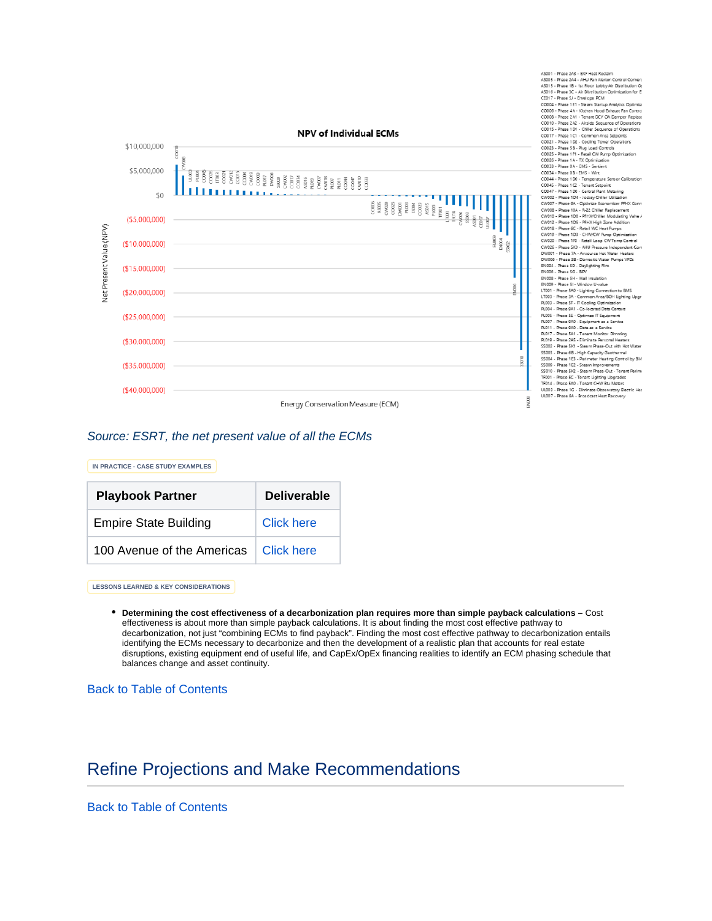NPV of Individual ECMs

*Source: ESRT, the net present value of all the ECMs*

IN PRACTICE - CASE STUDY EXAMPLES

| Playbook Partner | Deliverable |
|---|---|
| Empire State Building | Click here |
| 100 Avenue of the Americas | Click here |

LESSONS LEARNED & KEY CONSIDERATIONS

- **Determining the cost effectiveness of a decarbonization plan requires more than simple payback calculations –** Cost effectiveness is about more than simple payback calculations. It is about finding the most cost effective pathway to decarbonization, not just "combining ECMs to find payback". Finding the most cost effective pathway to decarbonization entails identifying the ECMs necessary to decarbonize and then the development of a realistic plan that accounts for real estate disruptions, existing equipment end of useful life, and CapEx/OpEx financing realities to identify an ECM phasing schedule that balances change and asset continuity.

Back to Table of Contents

# Refine Projections and Make Recommendations

Back to Table of Contents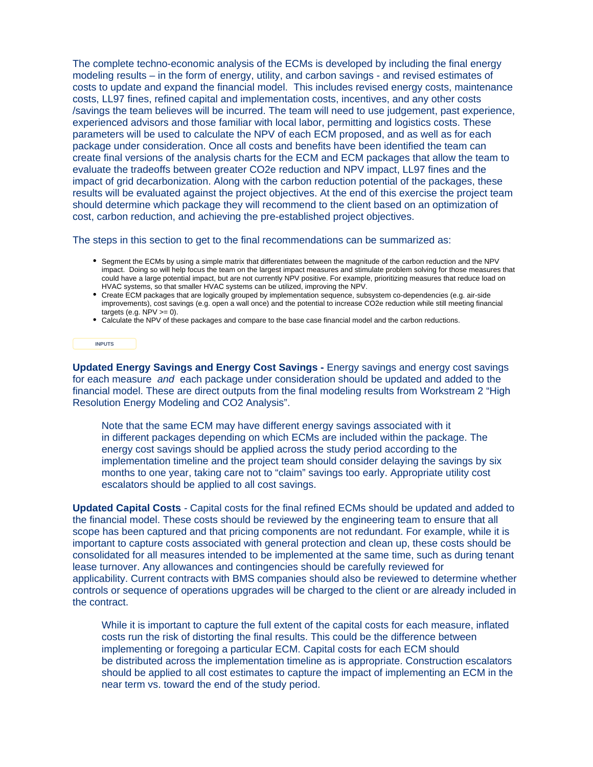The complete techno-economic analysis of the ECMs is developed by including the final energy modeling results – in the form of energy, utility, and carbon savings - and revised estimates of costs to update and expand the financial model. This includes revised energy costs, maintenance costs, LL97 fines, refined capital and implementation costs, incentives, and any other costs /savings the team believes will be incurred. The team will need to use judgement, past experience, experienced advisors and those familiar with local labor, permitting and logistics costs. These parameters will be used to calculate the NPV of each ECM proposed, and as well as for each package under consideration. Once all costs and benefits have been identified the team can create final versions of the analysis charts for the ECM and ECM packages that allow the team to evaluate the tradeoffs between greater CO2e reduction and NPV impact, LL97 fines and the impact of grid decarbonization. Along with the carbon reduction potential of the packages, these results will be evaluated against the project objectives. At the end of this exercise the project team should determine which package they will recommend to the client based on an optimization of cost, carbon reduction, and achieving the pre-established project objectives.

The steps in this section to get to the final recommendations can be summarized as:

- Segment the ECMs by using a simple matrix that differentiates between the magnitude of the carbon reduction and the NPV impact. Doing so will help focus the team on the largest impact measures and stimulate problem solving for those measures that could have a large potential impact, but are not currently NPV positive. For example, prioritizing measures that reduce load on HVAC systems, so that smaller HVAC systems can be utilized, improving the NPV.
- Create ECM packages that are logically grouped by implementation sequence, subsystem co-dependencies (e.g. air-side improvements), cost savings (e.g. open a wall once) and the potential to increase CO2e reduction while still meeting financial targets (e.g. NPV >= 0).
- Calculate the NPV of these packages and compare to the base case financial model and the carbon reductions.

INPUTS

**Updated Energy Savings and Energy Cost Savings -** Energy savings and energy cost savings for each measure *and* each package under consideration should be updated and added to the financial model. These are direct outputs from the final modeling results from Workstream 2 "High Resolution Energy Modeling and CO2 Analysis".

> Note that the same ECM may have different energy savings associated with it in different packages depending on which ECMs are included within the package. The energy cost savings should be applied across the study period according to the implementation timeline and the project team should consider delaying the savings by six months to one year, taking care not to "claim" savings too early. Appropriate utility cost escalators should be applied to all cost savings.

**Updated Capital Costs** - Capital costs for the final refined ECMs should be updated and added to the financial model. These costs should be reviewed by the engineering team to ensure that all scope has been captured and that pricing components are not redundant. For example, while it is important to capture costs associated with general protection and clean up, these costs should be consolidated for all measures intended to be implemented at the same time, such as during tenant lease turnover. Any allowances and contingencies should be carefully reviewed for applicability. Current contracts with BMS companies should also be reviewed to determine whether controls or sequence of operations upgrades will be charged to the client or are already included in the contract.

> While it is important to capture the full extent of the capital costs for each measure, inflated costs run the risk of distorting the final results. This could be the difference between implementing or foregoing a particular ECM. Capital costs for each ECM should be distributed across the implementation timeline as is appropriate. Construction escalators should be applied to all cost estimates to capture the impact of implementing an ECM in the near term vs. toward the end of the study period.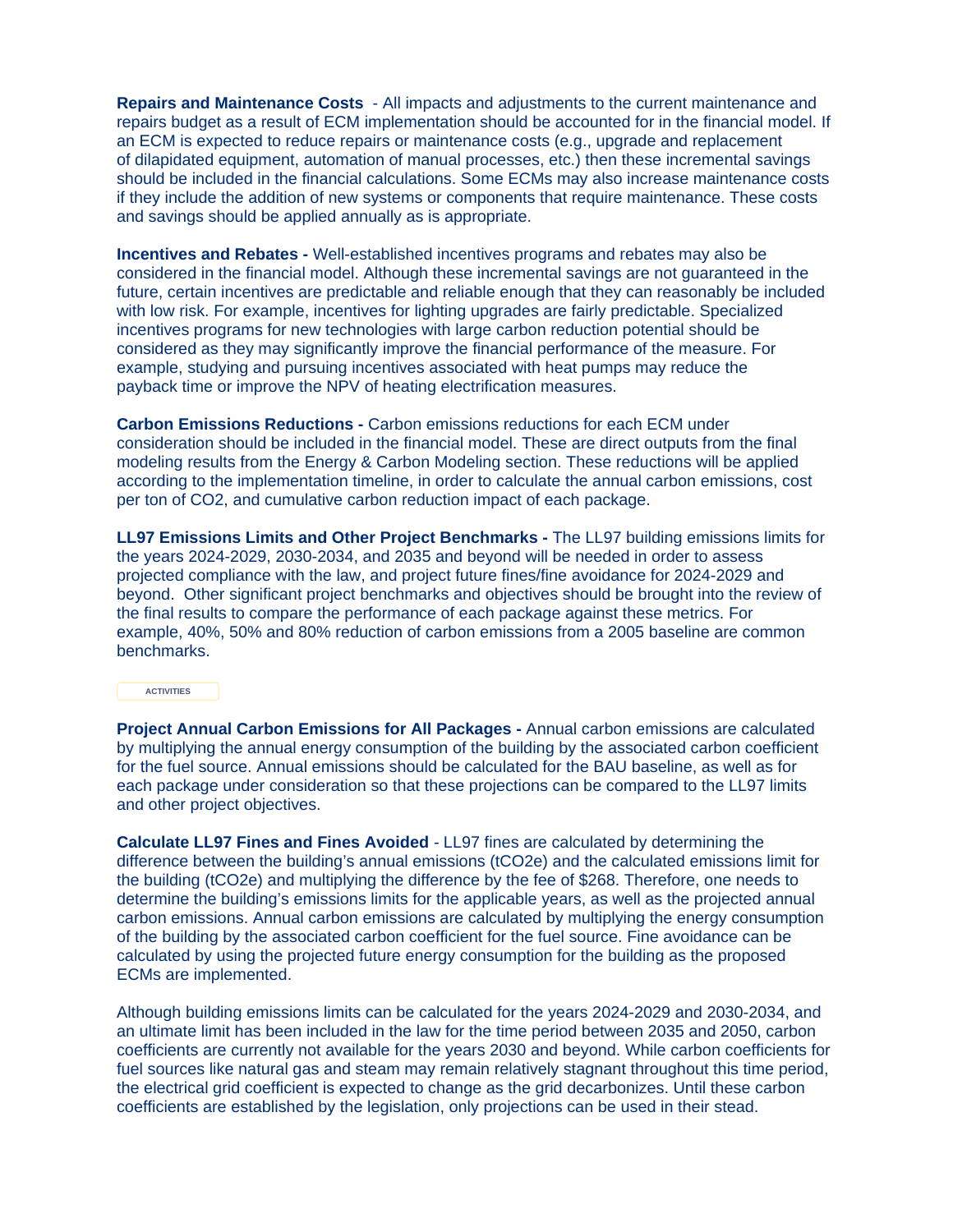**Repairs and Maintenance Costs** - All impacts and adjustments to the current maintenance and repairs budget as a result of ECM implementation should be accounted for in the financial model. If an ECM is expected to reduce repairs or maintenance costs (e.g., upgrade and replacement of dilapidated equipment, automation of manual processes, etc.) then these incremental savings should be included in the financial calculations. Some ECMs may also increase maintenance costs if they include the addition of new systems or components that require maintenance. These costs and savings should be applied annually as is appropriate.

**Incentives and Rebates -** Well-established incentives programs and rebates may also be considered in the financial model. Although these incremental savings are not guaranteed in the future, certain incentives are predictable and reliable enough that they can reasonably be included with low risk. For example, incentives for lighting upgrades are fairly predictable. Specialized incentives programs for new technologies with large carbon reduction potential should be considered as they may significantly improve the financial performance of the measure. For example, studying and pursuing incentives associated with heat pumps may reduce the payback time or improve the NPV of heating electrification measures.

**Carbon Emissions Reductions -** Carbon emissions reductions for each ECM under consideration should be included in the financial model. These are direct outputs from the final modeling results from the Energy & Carbon Modeling section. These reductions will be applied according to the implementation timeline, in order to calculate the annual carbon emissions, cost per ton of $CO_2$, and cumulative carbon reduction impact of each package.

**LL97 Emissions Limits and Other Project Benchmarks -** The LL97 building emissions limits for the years 2024-2029, 2030-2034, and 2035 and beyond will be needed in order to assess projected compliance with the law, and project future fines/fine avoidance for 2024-2029 and beyond. Other significant project benchmarks and objectives should be brought into the review of the final results to compare the performance of each package against these metrics. For example, 40%, 50% and 80% reduction of carbon emissions from a 2005 baseline are common benchmarks.

ACTIVITIES

**Project Annual Carbon Emissions for All Packages -** Annual carbon emissions are calculated by multiplying the annual energy consumption of the building by the associated carbon coefficient for the fuel source. Annual emissions should be calculated for the BAU baseline, as well as for each package under consideration so that these projections can be compared to the LL97 limits and other project objectives.

**Calculate LL97 Fines and Fines Avoided** - LL97 fines are calculated by determining the difference between the building's annual emissions ($tCO_2e$) and the calculated emissions limit for the building ($tCO_2e$) and multiplying the difference by the fee of $268. Therefore, one needs to determine the building's emissions limits for the applicable years, as well as the projected annual carbon emissions. Annual carbon emissions are calculated by multiplying the energy consumption of the building by the associated carbon coefficient for the fuel source. Fine avoidance can be calculated by using the projected future energy consumption for the building as the proposed ECMs are implemented.

Although building emissions limits can be calculated for the years 2024-2029 and 2030-2034, and an ultimate limit has been included in the law for the time period between 2035 and 2050, carbon coefficients are currently not available for the years 2030 and beyond. While carbon coefficients for fuel sources like natural gas and steam may remain relatively stagnant throughout this time period, the electrical grid coefficient is expected to change as the grid decarbonizes. Until these carbon coefficients are established by the legislation, only projections can be used in their stead.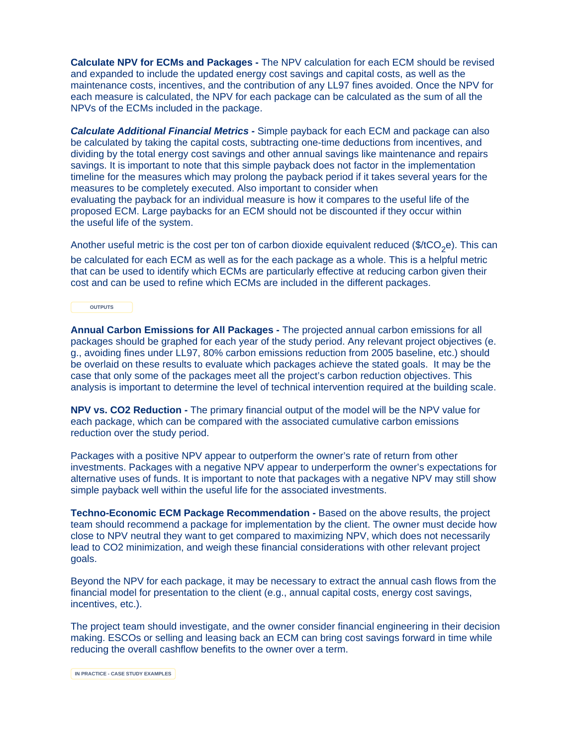**Calculate NPV for ECMs and Packages -** The NPV calculation for each ECM should be revised and expanded to include the updated energy cost savings and capital costs, as well as the maintenance costs, incentives, and the contribution of any LL97 fines avoided. Once the NPV for each measure is calculated, the NPV for each package can be calculated as the sum of all the NPVs of the ECMs included in the package.

***Calculate Additional Financial Metrics -*** Simple payback for each ECM and package can also be calculated by taking the capital costs, subtracting one-time deductions from incentives, and dividing by the total energy cost savings and other annual savings like maintenance and repairs savings. It is important to note that this simple payback does not factor in the implementation timeline for the measures which may prolong the payback period if it takes several years for the measures to be completely executed. Also important to consider when evaluating the payback for an individual measure is how it compares to the useful life of the proposed ECM. Large paybacks for an ECM should not be discounted if they occur within the useful life of the system.

Another useful metric is the cost per ton of carbon dioxide equivalent reduced ($\$/tCO_2e$). This can be calculated for each ECM as well as for the each package as a whole. This is a helpful metric that can be used to identify which ECMs are particularly effective at reducing carbon given their cost and can be used to refine which ECMs are included in the different packages.

OUTPUTS

**Annual Carbon Emissions for All Packages -** The projected annual carbon emissions for all packages should be graphed for each year of the study period. Any relevant project objectives (e.g., avoiding fines under LL97, 80% carbon emissions reduction from 2005 baseline, etc.) should be overlaid on these results to evaluate which packages achieve the stated goals. It may be the case that only some of the packages meet all the project's carbon reduction objectives. This analysis is important to determine the level of technical intervention required at the building scale.

**NPV vs. CO2 Reduction -** The primary financial output of the model will be the NPV value for each package, which can be compared with the associated cumulative carbon emissions reduction over the study period.

Packages with a positive NPV appear to outperform the owner's rate of return from other investments. Packages with a negative NPV appear to underperform the owner's expectations for alternative uses of funds. It is important to note that packages with a negative NPV may still show simple payback well within the useful life for the associated investments.

**Techno-Economic ECM Package Recommendation -** Based on the above results, the project team should recommend a package for implementation by the client. The owner must decide how close to NPV neutral they want to get compared to maximizing NPV, which does not necessarily lead to CO2 minimization, and weigh these financial considerations with other relevant project goals.

Beyond the NPV for each package, it may be necessary to extract the annual cash flows from the financial model for presentation to the client (e.g., annual capital costs, energy cost savings, incentives, etc.).

The project team should investigate, and the owner consider financial engineering in their decision making. ESCOs or selling and leasing back an ECM can bring cost savings forward in time while reducing the overall cashflow benefits to the owner over a term.

IN PRACTICE - CASE STUDY EXAMPLES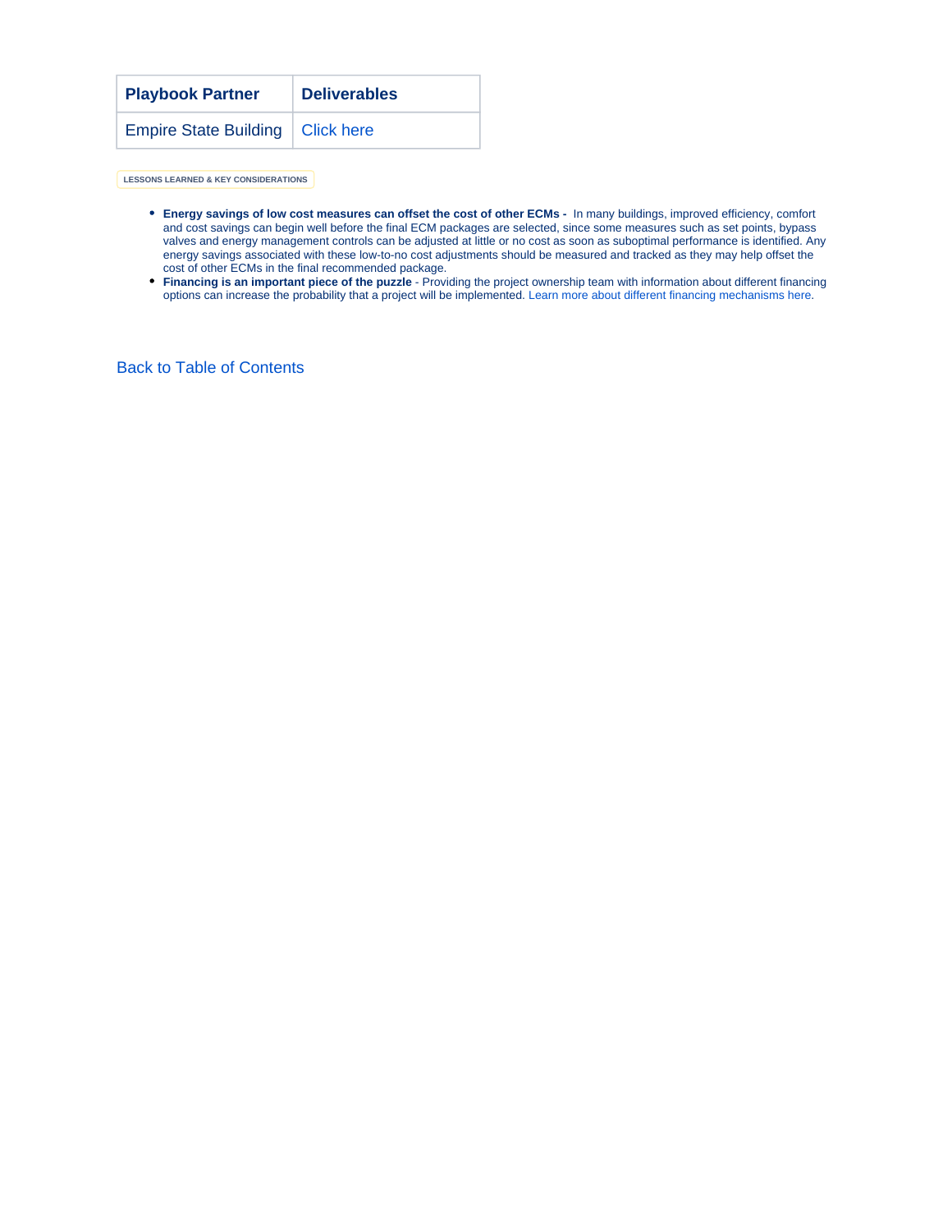| Playbook Partner | Deliverables |
| --- | --- |
| Empire State Building | Click here |

LESSONS LEARNED & KEY CONSIDERATIONS

- **Energy savings of low cost measures can offset the cost of other ECMs -** In many buildings, improved efficiency, comfort and cost savings can begin well before the final ECM packages are selected, since some measures such as set points, bypass valves and energy management controls can be adjusted at little or no cost as soon as suboptimal performance is identified. Any energy savings associated with these low-to-no cost adjustments should be measured and tracked as they may help offset the cost of other ECMs in the final recommended package.
- **Financing is an important piece of the puzzle** - Providing the project ownership team with information about different financing options can increase the probability that a project will be implemented. Learn more about different financing mechanisms here.

Back to Table of Contents